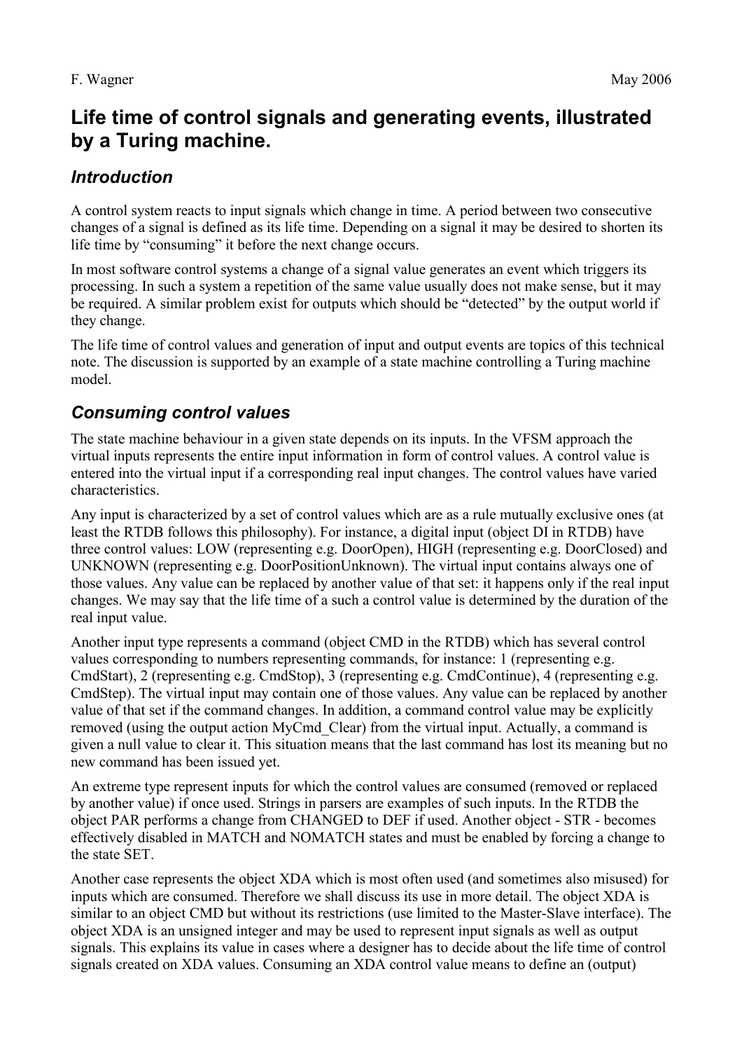F. Wagner May 2006

# Life time of control signals and generating events, illustrated by a Turing machine.

## *Introduction*

A control system reacts to input signals which change in time. A period between two consecutive changes of a signal is defined as its life time. Depending on a signal it may be desired to shorten its life time by "consuming" it before the next change occurs.

In most software control systems a change of a signal value generates an event which triggers its processing. In such a system a repetition of the same value usually does not make sense, but it may be required. A similar problem exist for outputs which should be "detected" by the output world if they change.

The life time of control values and generation of input and output events are topics of this technical note. The discussion is supported by an example of a state machine controlling a Turing machine model.

## *Consuming control values*

The state machine behaviour in a given state depends on its inputs. In the VFSM approach the virtual inputs represents the entire input information in form of control values. A control value is entered into the virtual input if a corresponding real input changes. The control values have varied characteristics.

Any input is characterized by a set of control values which are as a rule mutually exclusive ones (at least the RTDB follows this philosophy). For instance, a digital input (object DI in RTDB) have three control values: LOW (representing e.g. DoorOpen), HIGH (representing e.g. DoorClosed) and UNKNOWN (representing e.g. DoorPositionUnknown). The virtual input contains always one of those values. Any value can be replaced by another value of that set: it happens only if the real input changes. We may say that the life time of a such a control value is determined by the duration of the real input value.

Another input type represents a command (object CMD in the RTDB) which has several control values corresponding to numbers representing commands, for instance: 1 (representing e.g. CmdStart), 2 (representing e.g. CmdStop), 3 (representing e.g. CmdContinue), 4 (representing e.g. CmdStep). The virtual input may contain one of those values. Any value can be replaced by another value of that set if the command changes. In addition, a command control value may be explicitly removed (using the output action MyCmd_Clear) from the virtual input. Actually, a command is given a null value to clear it. This situation means that the last command has lost its meaning but no new command has been issued yet.

An extreme type represent inputs for which the control values are consumed (removed or replaced by another value) if once used. Strings in parsers are examples of such inputs. In the RTDB the object PAR performs a change from CHANGED to DEF if used. Another object - STR - becomes effectively disabled in MATCH and NOMATCH states and must be enabled by forcing a change to the state SET.

Another case represents the object XDA which is most often used (and sometimes also misused) for inputs which are consumed. Therefore we shall discuss its use in more detail. The object XDA is similar to an object CMD but without its restrictions (use limited to the Master-Slave interface). The object XDA is an unsigned integer and may be used to represent input signals as well as output signals. This explains its value in cases where a designer has to decide about the life time of control signals created on XDA values. Consuming an XDA control value means to define an (output)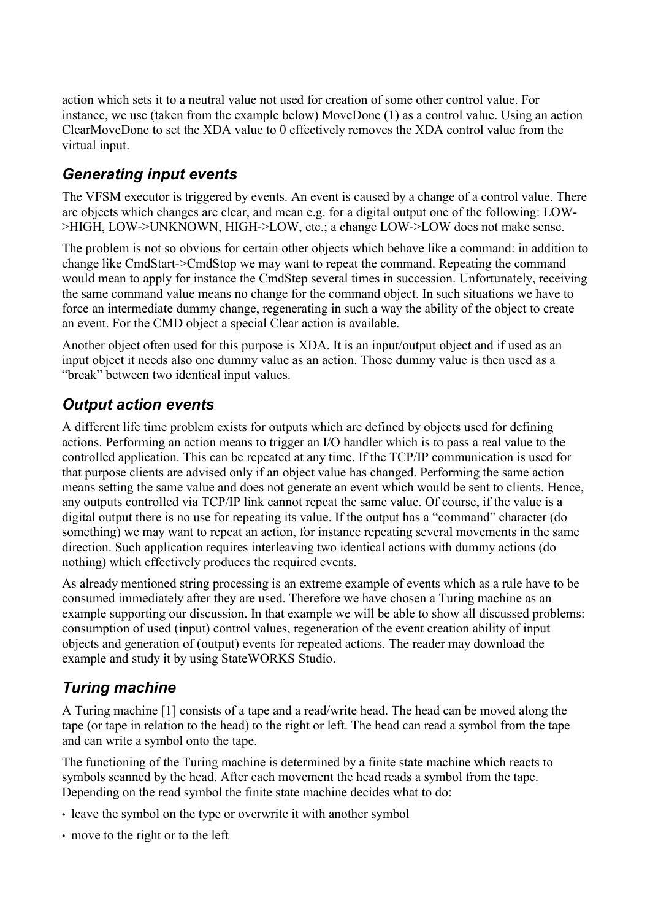action which sets it to a neutral value not used for creation of some other control value. For instance, we use (taken from the example below) MoveDone (1) as a control value. Using an action ClearMoveDone to set the XDA value to 0 effectively removes the XDA control value from the virtual input.

## *Generating input events*

The VFSM executor is triggered by events. An event is caused by a change of a control value. There are objects which changes are clear, and mean e.g. for a digital output one of the following: LOW->HIGH, LOW->UNKNOWN, HIGH->LOW, etc.; a change LOW->LOW does not make sense.

The problem is not so obvious for certain other objects which behave like a command: in addition to change like CmdStart->CmdStop we may want to repeat the command. Repeating the command would mean to apply for instance the CmdStep several times in succession. Unfortunately, receiving the same command value means no change for the command object. In such situations we have to force an intermediate dummy change, regenerating in such a way the ability of the object to create an event. For the CMD object a special Clear action is available.

Another object often used for this purpose is XDA. It is an input/output object and if used as an input object it needs also one dummy value as an action. Those dummy value is then used as a "break" between two identical input values.

## *Output action events*

A different life time problem exists for outputs which are defined by objects used for defining actions. Performing an action means to trigger an I/O handler which is to pass a real value to the controlled application. This can be repeated at any time. If the TCP/IP communication is used for that purpose clients are advised only if an object value has changed. Performing the same action means setting the same value and does not generate an event which would be sent to clients. Hence, any outputs controlled via TCP/IP link cannot repeat the same value. Of course, if the value is a digital output there is no use for repeating its value. If the output has a "command" character (do something) we may want to repeat an action, for instance repeating several movements in the same direction. Such application requires interleaving two identical actions with dummy actions (do nothing) which effectively produces the required events.

As already mentioned string processing is an extreme example of events which as a rule have to be consumed immediately after they are used. Therefore we have chosen a Turing machine as an example supporting our discussion. In that example we will be able to show all discussed problems: consumption of used (input) control values, regeneration of the event creation ability of input objects and generation of (output) events for repeated actions. The reader may download the example and study it by using StateWORKS Studio.

## *Turing machine*

A Turing machine [1] consists of a tape and a read/write head. The head can be moved along the tape (or tape in relation to the head) to the right or left. The head can read a symbol from the tape and can write a symbol onto the tape.

The functioning of the Turing machine is determined by a finite state machine which reacts to symbols scanned by the head. After each movement the head reads a symbol from the tape. Depending on the read symbol the finite state machine decides what to do:

- leave the symbol on the type or overwrite it with another symbol
- move to the right or to the left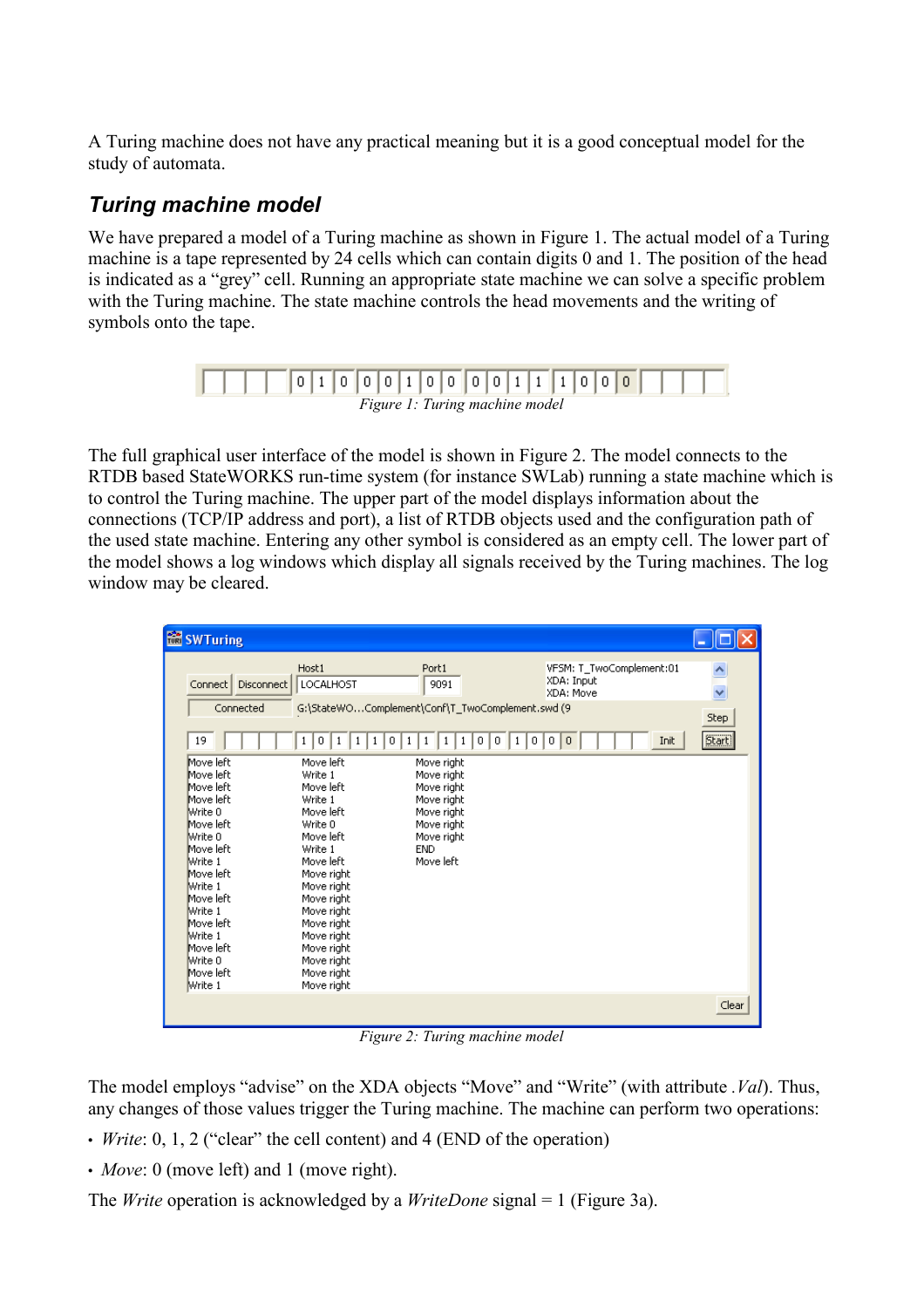A Turing machine does not have any practical meaning but it is a good conceptual model for the study of automata.

## *Turing machine model*

We have prepared a model of a Turing machine as shown in Figure 1. The actual model of a Turing machine is a tape represented by 24 cells which can contain digits 0 and 1. The position of the head is indicated as a "grey" cell. Running an appropriate state machine we can solve a specific problem with the Turing machine. The state machine controls the head movements and the writing of symbols onto the tape.

*Figure 1: Turing machine model*

The full graphical user interface of the model is shown in Figure 2. The model connects to the RTDB based StateWORKS run-time system (for instance SWLab) running a state machine which is to control the Turing machine. The upper part of the model displays information about the connections (TCP/IP address and port), a list of RTDB objects used and the configuration path of the used state machine. Entering any other symbol is considered as an empty cell. The lower part of the model shows a log windows which display all signals received by the Turing machines. The log window may be cleared.

*Figure 2: Turing machine model*

The model employs "advise" on the XDA objects "Move" and "Write" (with attribute *.Val*). Thus, any changes of those values trigger the Turing machine. The machine can perform two operations:

- *Write*: 0, 1, 2 ("clear" the cell content) and 4 (END of the operation)
- *Move*: 0 (move left) and 1 (move right).

The *Write* operation is acknowledged by a *WriteDone* signal = 1 (Figure 3a).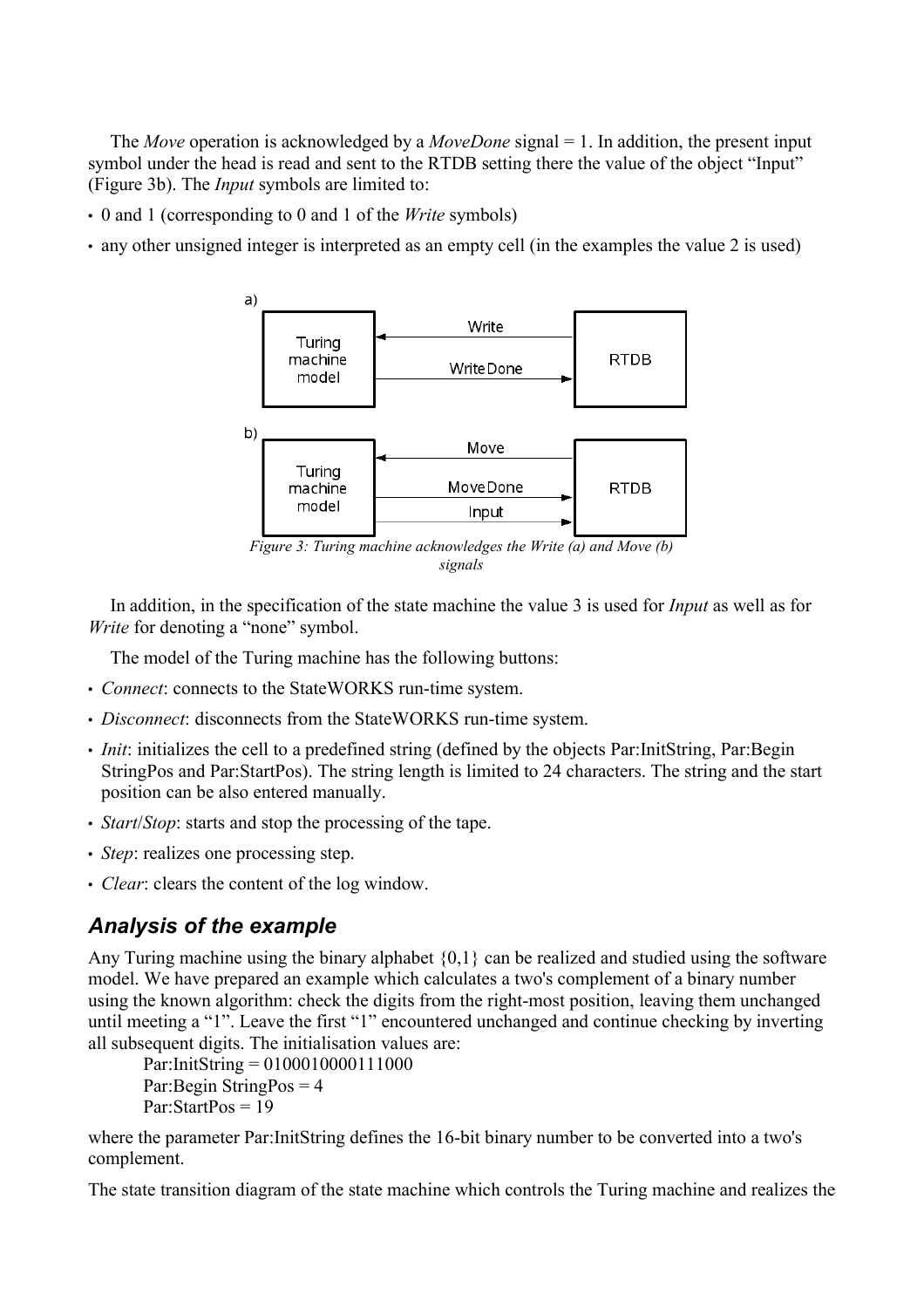The *Move* operation is acknowledged by a *MoveDone* signal = 1. In addition, the present input symbol under the head is read and sent to the RTDB setting there the value of the object "Input" (Figure 3b). The *Input* symbols are limited to:

- 0 and 1 (corresponding to 0 and 1 of the *Write* symbols)
- any other unsigned integer is interpreted as an empty cell (in the examples the value 2 is used)

*Figure 3: Turing machine acknowledges the Write (a) and Move (b) signals*

In addition, in the specification of the state machine the value 3 is used for *Input* as well as for *Write* for denoting a "none" symbol.

The model of the Turing machine has the following buttons:

- *Connect*: connects to the StateWORKS run-time system.
- *Disconnect*: disconnects from the StateWORKS run-time system.
- *Init*: initializes the cell to a predefined string (defined by the objects Par:InitString, Par:Begin StringPos and Par:StartPos). The string length is limited to 24 characters. The string and the start position can be also entered manually.
- *Start*/*Stop*: starts and stop the processing of the tape.
- *Step*: realizes one processing step.
- *Clear*: clears the content of the log window.

## Analysis of the example

Any Turing machine using the binary alphabet {0,1} can be realized and studied using the software model. We have prepared an example which calculates a two's complement of a binary number using the known algorithm: check the digits from the right-most position, leaving them unchanged until meeting a "1". Leave the first "1" encountered unchanged and continue checking by inverting all subsequent digits. The initialisation values are:

Par:InitString = 0100010000111000
Par:Begin StringPos = 4
Par:StartPos = 19

where the parameter Par:InitString defines the 16-bit binary number to be converted into a two's complement.

The state transition diagram of the state machine which controls the Turing machine and realizes the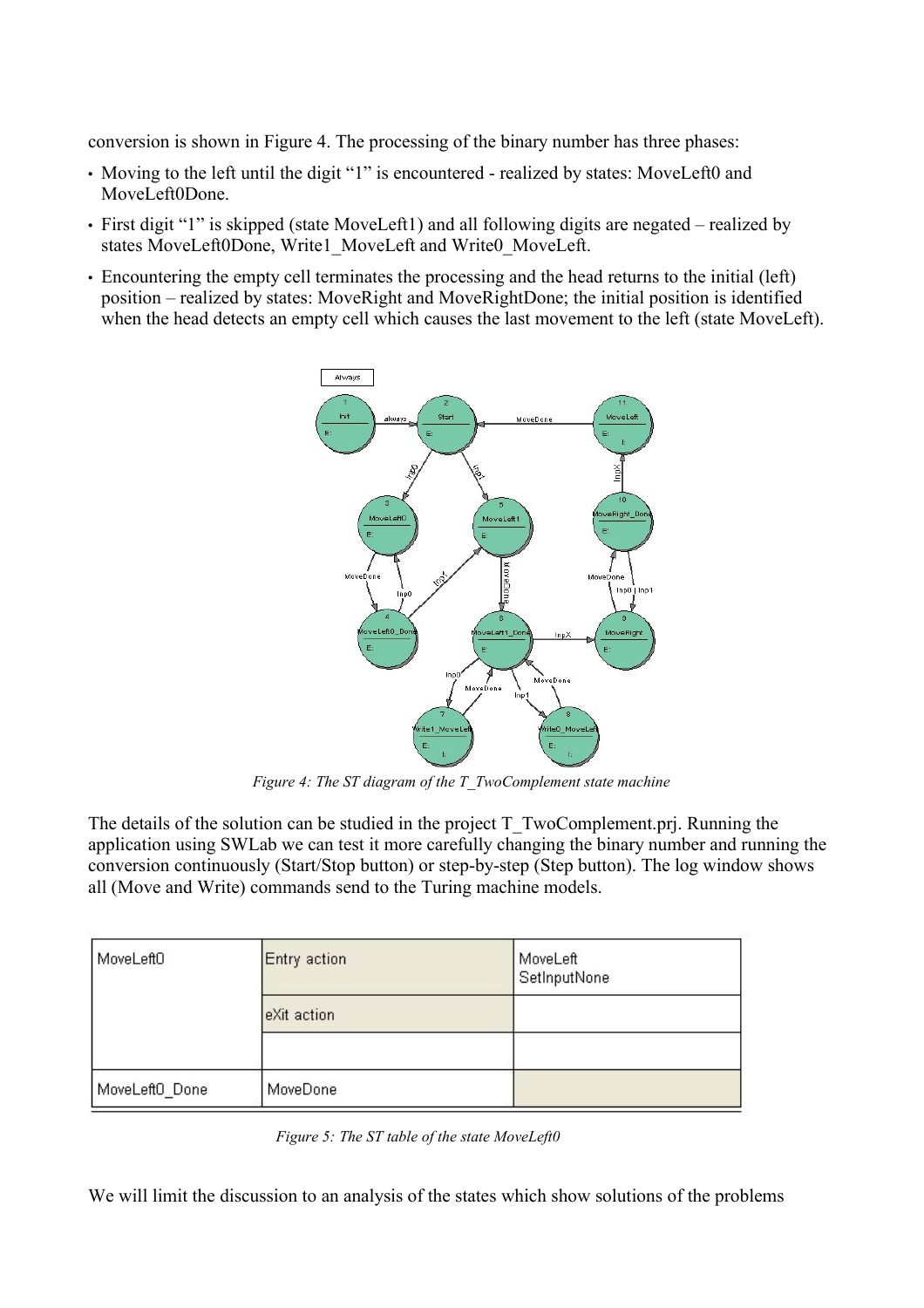conversion is shown in Figure 4. The processing of the binary number has three phases:

- Moving to the left until the digit "1" is encountered - realized by states: MoveLeft0 and MoveLeft0Done.
- First digit "1" is skipped (state MoveLeft1) and all following digits are negated – realized by states MoveLeft0Done, Write1_MoveLeft and Write0_MoveLeft.
- Encountering the empty cell terminates the processing and the head returns to the initial (left) position – realized by states: MoveRight and MoveRightDone; the initial position is identified when the head detects an empty cell which causes the last movement to the left (state MoveLeft).

*Figure 4: The ST diagram of the T_TwoComplement state machine*

The details of the solution can be studied in the project T_TwoComplement.prj. Running the application using SWLab we can test it more carefully changing the binary number and running the conversion continuously (Start/Stop button) or step-by-step (Step button). The log window shows all (Move and Write) commands send to the Turing machine models.

| MoveLeft0 | Entry action | MoveLeft<br>SetInputNone |
|---|---|---|
| | eXit action | |
| | | |
| MoveLeft0_Done | MoveDone | |

*Figure 5: The ST table of the state MoveLeft0*

We will limit the discussion to an analysis of the states which show solutions of the problems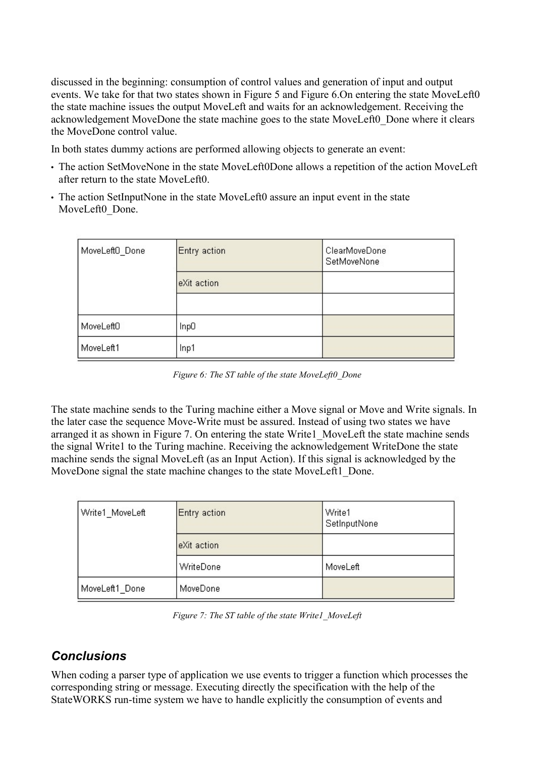discussed in the beginning: consumption of control values and generation of input and output events. We take for that two states shown in Figure 5 and Figure 6.On entering the state MoveLeft0 the state machine issues the output MoveLeft and waits for an acknowledgement. Receiving the acknowledgement MoveDone the state machine goes to the state MoveLeft0_Done where it clears the MoveDone control value.

In both states dummy actions are performed allowing objects to generate an event:

- The action SetMoveNone in the state MoveLeft0Done allows a repetition of the action MoveLeft after return to the state MoveLeft0.
- The action SetInputNone in the state MoveLeft0 assure an input event in the state MoveLeft0_Done.

| MoveLeft0_Done | Entry action | ClearMoveDone<br>SetMoveNone |
|---|---|---|
| | eXit action | |
| | | |
| MoveLeft0 | Inp0 | |
| MoveLeft1 | Inp1 | |

*Figure 6: The ST table of the state MoveLeft0_Done*

The state machine sends to the Turing machine either a Move signal or Move and Write signals. In the later case the sequence Move-Write must be assured. Instead of using two states we have arranged it as shown in Figure 7. On entering the state Write1_MoveLeft the state machine sends the signal Write1 to the Turing machine. Receiving the acknowledgement WriteDone the state machine sends the signal MoveLeft (as an Input Action). If this signal is acknowledged by the MoveDone signal the state machine changes to the state MoveLeft1_Done.

| Write1_MoveLeft | Entry action | Write1<br>SetInputNone |
|---|---|---|
| | eXit action | |
| | WriteDone | MoveLeft |
| MoveLeft1_Done | MoveDone | |

*Figure 7: The ST table of the state Write1_MoveLeft*

## Conclusions

When coding a parser type of application we use events to trigger a function which processes the corresponding string or message. Executing directly the specification with the help of the StateWORKS run-time system we have to handle explicitly the consumption of events and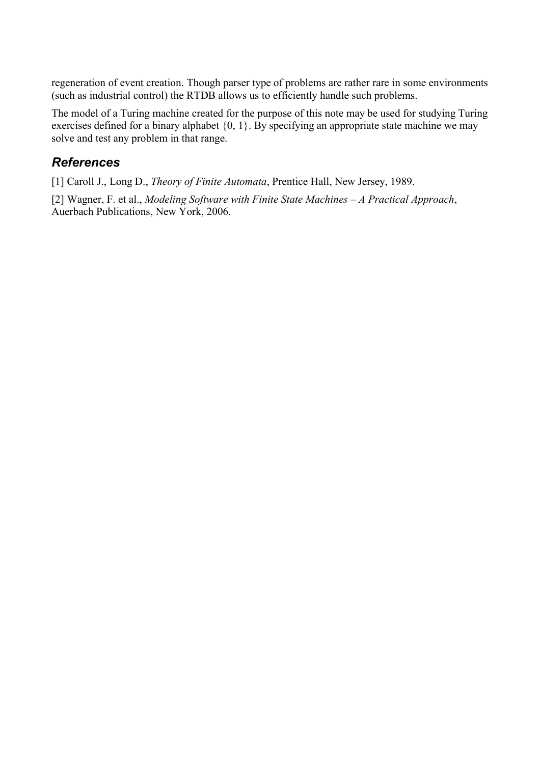regeneration of event creation. Though parser type of problems are rather rare in some environments (such as industrial control) the RTDB allows us to efficiently handle such problems.

The model of a Turing machine created for the purpose of this note may be used for studying Turing exercises defined for a binary alphabet {0, 1}. By specifying an appropriate state machine we may solve and test any problem in that range.

## *References*

[1] Caroll J., Long D., *Theory of Finite Automata*, Prentice Hall, New Jersey, 1989.

[2] Wagner, F. et al., *Modeling Software with Finite State Machines – A Practical Approach*, Auerbach Publications, New York, 2006.